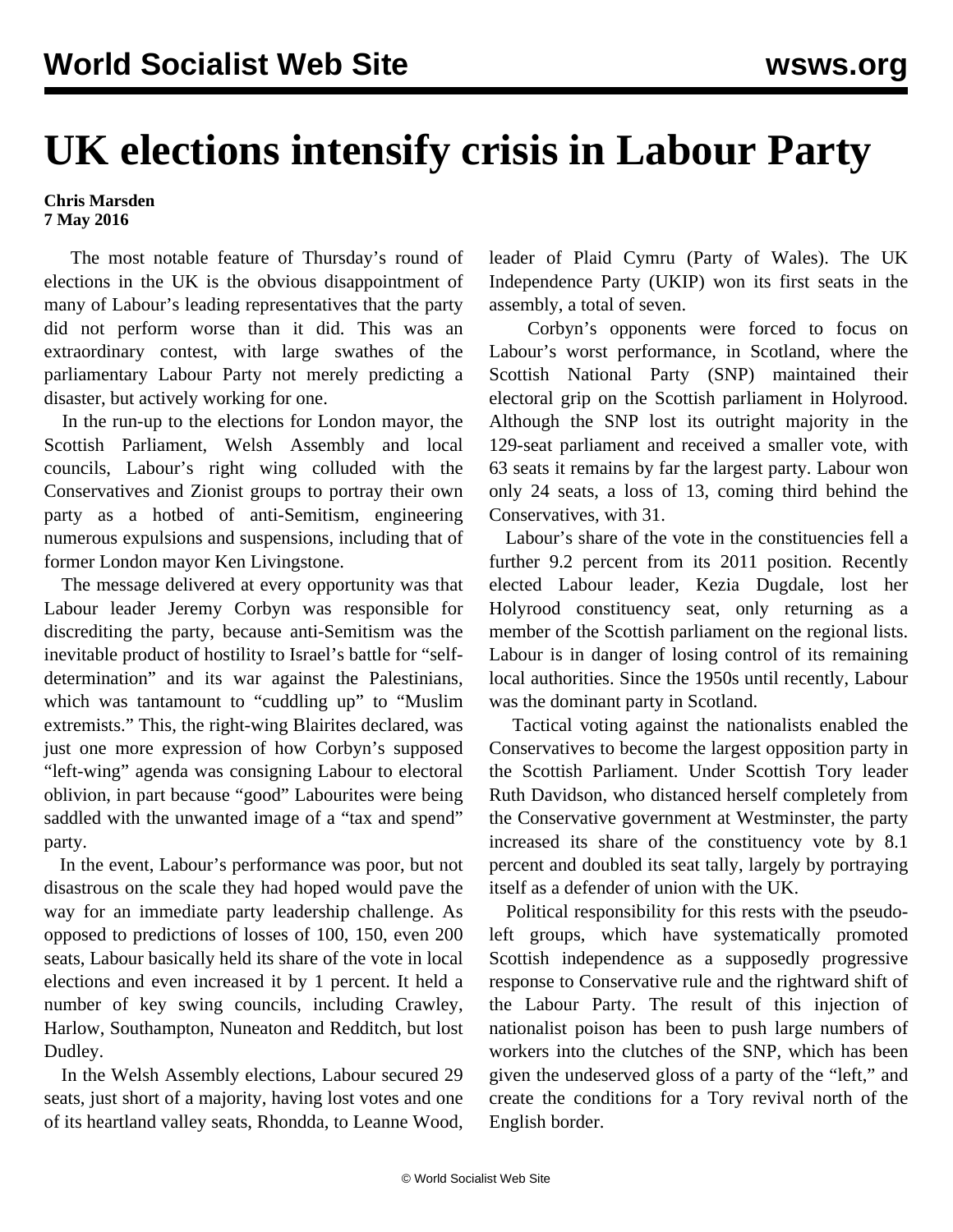# UK elections intensify crisis in Labour Party

**Chris Marsden**
**7 May 2016**

The most notable feature of Thursday's round of elections in the UK is the obvious disappointment of many of Labour's leading representatives that the party did not perform worse than it did. This was an extraordinary contest, with large swathes of the parliamentary Labour Party not merely predicting a disaster, but actively working for one.

In the run-up to the elections for London mayor, the Scottish Parliament, Welsh Assembly and local councils, Labour's right wing colluded with the Conservatives and Zionist groups to portray their own party as a hotbed of anti-Semitism, engineering numerous expulsions and suspensions, including that of former London mayor Ken Livingstone.

The message delivered at every opportunity was that Labour leader Jeremy Corbyn was responsible for discrediting the party, because anti-Semitism was the inevitable product of hostility to Israel's battle for "self-determination" and its war against the Palestinians, which was tantamount to "cuddling up" to "Muslim extremists." This, the right-wing Blairites declared, was just one more expression of how Corbyn's supposed "left-wing" agenda was consigning Labour to electoral oblivion, in part because "good" Labourites were being saddled with the unwanted image of a "tax and spend" party.

In the event, Labour's performance was poor, but not disastrous on the scale they had hoped would pave the way for an immediate party leadership challenge. As opposed to predictions of losses of 100, 150, even 200 seats, Labour basically held its share of the vote in local elections and even increased it by 1 percent. It held a number of key swing councils, including Crawley, Harlow, Southampton, Nuneaton and Redditch, but lost Dudley.

In the Welsh Assembly elections, Labour secured 29 seats, just short of a majority, having lost votes and one of its heartland valley seats, Rhondda, to Leanne Wood, leader of Plaid Cymru (Party of Wales). The UK Independence Party (UKIP) won its first seats in the assembly, a total of seven.

Corbyn's opponents were forced to focus on Labour's worst performance, in Scotland, where the Scottish National Party (SNP) maintained their electoral grip on the Scottish parliament in Holyrood. Although the SNP lost its outright majority in the 129-seat parliament and received a smaller vote, with 63 seats it remains by far the largest party. Labour won only 24 seats, a loss of 13, coming third behind the Conservatives, with 31.

Labour's share of the vote in the constituencies fell a further 9.2 percent from its 2011 position. Recently elected Labour leader, Kezia Dugdale, lost her Holyrood constituency seat, only returning as a member of the Scottish parliament on the regional lists. Labour is in danger of losing control of its remaining local authorities. Since the 1950s until recently, Labour was the dominant party in Scotland.

Tactical voting against the nationalists enabled the Conservatives to become the largest opposition party in the Scottish Parliament. Under Scottish Tory leader Ruth Davidson, who distanced herself completely from the Conservative government at Westminster, the party increased its share of the constituency vote by 8.1 percent and doubled its seat tally, largely by portraying itself as a defender of union with the UK.

Political responsibility for this rests with the pseudo-left groups, which have systematically promoted Scottish independence as a supposedly progressive response to Conservative rule and the rightward shift of the Labour Party. The result of this injection of nationalist poison has been to push large numbers of workers into the clutches of the SNP, which has been given the undeserved gloss of a party of the "left," and create the conditions for a Tory revival north of the English border.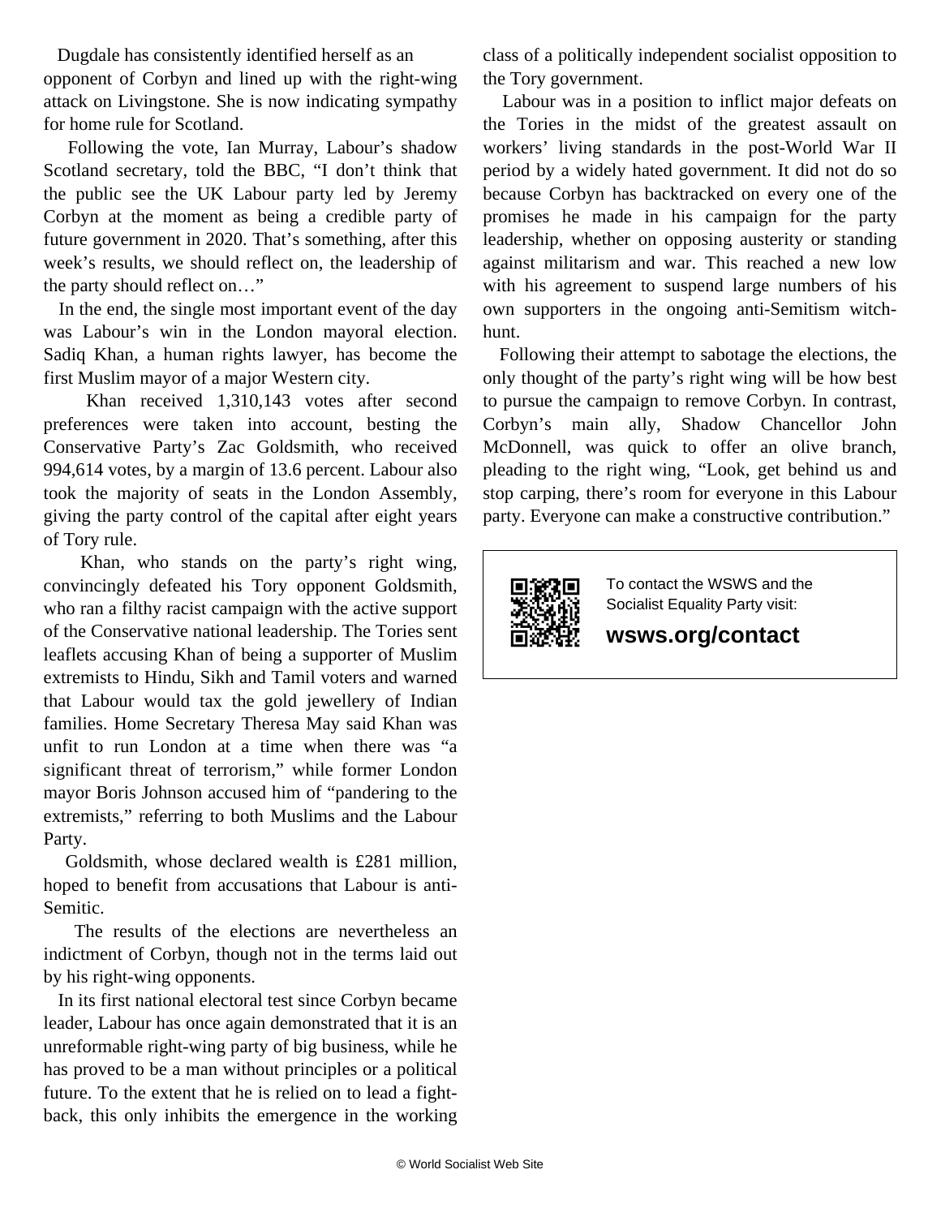Dugdale has consistently identified herself as an opponent of Corbyn and lined up with the right-wing attack on Livingstone. She is now indicating sympathy for home rule for Scotland.

Following the vote, Ian Murray, Labour's shadow Scotland secretary, told the BBC, "I don't think that the public see the UK Labour party led by Jeremy Corbyn at the moment as being a credible party of future government in 2020. That's something, after this week's results, we should reflect on, the leadership of the party should reflect on…"

In the end, the single most important event of the day was Labour's win in the London mayoral election. Sadiq Khan, a human rights lawyer, has become the first Muslim mayor of a major Western city.

Khan received 1,310,143 votes after second preferences were taken into account, besting the Conservative Party's Zac Goldsmith, who received 994,614 votes, by a margin of 13.6 percent. Labour also took the majority of seats in the London Assembly, giving the party control of the capital after eight years of Tory rule.

Khan, who stands on the party's right wing, convincingly defeated his Tory opponent Goldsmith, who ran a filthy racist campaign with the active support of the Conservative national leadership. The Tories sent leaflets accusing Khan of being a supporter of Muslim extremists to Hindu, Sikh and Tamil voters and warned that Labour would tax the gold jewellery of Indian families. Home Secretary Theresa May said Khan was unfit to run London at a time when there was "a significant threat of terrorism," while former London mayor Boris Johnson accused him of "pandering to the extremists," referring to both Muslims and the Labour Party.

Goldsmith, whose declared wealth is £281 million, hoped to benefit from accusations that Labour is anti-Semitic.

The results of the elections are nevertheless an indictment of Corbyn, though not in the terms laid out by his right-wing opponents.

In its first national electoral test since Corbyn became leader, Labour has once again demonstrated that it is an unreformable right-wing party of big business, while he has proved to be a man without principles or a political future. To the extent that he is relied on to lead a fight-back, this only inhibits the emergence in the working class of a politically independent socialist opposition to the Tory government.

Labour was in a position to inflict major defeats on the Tories in the midst of the greatest assault on workers' living standards in the post-World War II period by a widely hated government. It did not do so because Corbyn has backtracked on every one of the promises he made in his campaign for the party leadership, whether on opposing austerity or standing against militarism and war. This reached a new low with his agreement to suspend large numbers of his own supporters in the ongoing anti-Semitism witch-hunt.

Following their attempt to sabotage the elections, the only thought of the party's right wing will be how best to pursue the campaign to remove Corbyn. In contrast, Corbyn's main ally, Shadow Chancellor John McDonnell, was quick to offer an olive branch, pleading to the right wing, "Look, get behind us and stop carping, there's room for everyone in this Labour party. Everyone can make a constructive contribution."

To contact the WSWS and the Socialist Equality Party visit:

**wsws.org/contact**